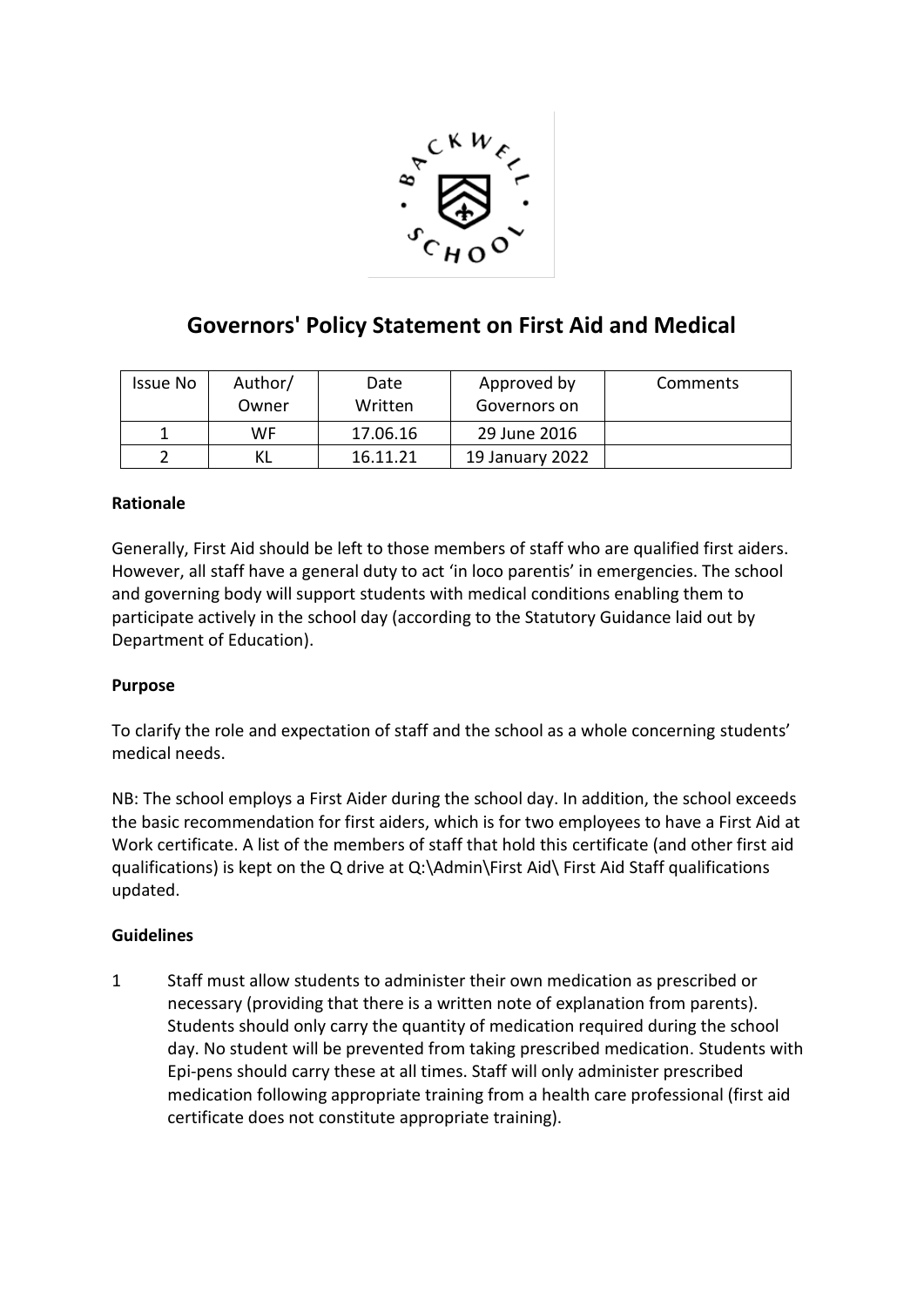# Governors' Policy Statement on First Aid and Medical

| Issue No | Author/ Owner | Date Written | Approved by Governors on | Comments |
|---|---|---|---|---|
| 1 | WF | 17.06.16 | 29 June 2016 | |
| 2 | KL | 16.11.21 | 19 January 2022 | |

**Rationale**

Generally, First Aid should be left to those members of staff who are qualified first aiders. However, all staff have a general duty to act 'in loco parentis' in emergencies. The school and governing body will support students with medical conditions enabling them to participate actively in the school day (according to the Statutory Guidance laid out by Department of Education).

**Purpose**

To clarify the role and expectation of staff and the school as a whole concerning students' medical needs.

NB: The school employs a First Aider during the school day. In addition, the school exceeds the basic recommendation for first aiders, which is for two employees to have a First Aid at Work certificate. A list of the members of staff that hold this certificate (and other first aid qualifications) is kept on the Q drive at Q:\Admin\First Aid\ First Aid Staff qualifications updated.

**Guidelines**

1. Staff must allow students to administer their own medication as prescribed or necessary (providing that there is a written note of explanation from parents). Students should only carry the quantity of medication required during the school day. No student will be prevented from taking prescribed medication. Students with Epi-pens should carry these at all times. Staff will only administer prescribed medication following appropriate training from a health care professional (first aid certificate does not constitute appropriate training).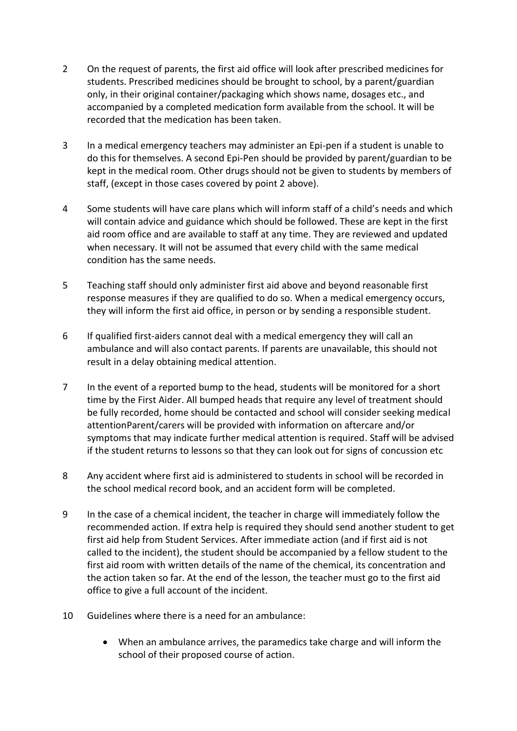2 On the request of parents, the first aid office will look after prescribed medicines for students. Prescribed medicines should be brought to school, by a parent/guardian only, in their original container/packaging which shows name, dosages etc., and accompanied by a completed medication form available from the school. It will be recorded that the medication has been taken.

3 In a medical emergency teachers may administer an Epi-pen if a student is unable to do this for themselves. A second Epi-Pen should be provided by parent/guardian to be kept in the medical room. Other drugs should not be given to students by members of staff, (except in those cases covered by point 2 above).

4 Some students will have care plans which will inform staff of a child's needs and which will contain advice and guidance which should be followed. These are kept in the first aid room office and are available to staff at any time. They are reviewed and updated when necessary. It will not be assumed that every child with the same medical condition has the same needs.

5 Teaching staff should only administer first aid above and beyond reasonable first response measures if they are qualified to do so. When a medical emergency occurs, they will inform the first aid office, in person or by sending a responsible student.

6 If qualified first-aiders cannot deal with a medical emergency they will call an ambulance and will also contact parents. If parents are unavailable, this should not result in a delay obtaining medical attention.

7 In the event of a reported bump to the head, students will be monitored for a short time by the First Aider. All bumped heads that require any level of treatment should be fully recorded, home should be contacted and school will consider seeking medical attentionParent/carers will be provided with information on aftercare and/or symptoms that may indicate further medical attention is required. Staff will be advised if the student returns to lessons so that they can look out for signs of concussion etc

8 Any accident where first aid is administered to students in school will be recorded in the school medical record book, and an accident form will be completed.

9 In the case of a chemical incident, the teacher in charge will immediately follow the recommended action. If extra help is required they should send another student to get first aid help from Student Services. After immediate action (and if first aid is not called to the incident), the student should be accompanied by a fellow student to the first aid room with written details of the name of the chemical, its concentration and the action taken so far. At the end of the lesson, the teacher must go to the first aid office to give a full account of the incident.

10 Guidelines where there is a need for an ambulance:

- When an ambulance arrives, the paramedics take charge and will inform the school of their proposed course of action.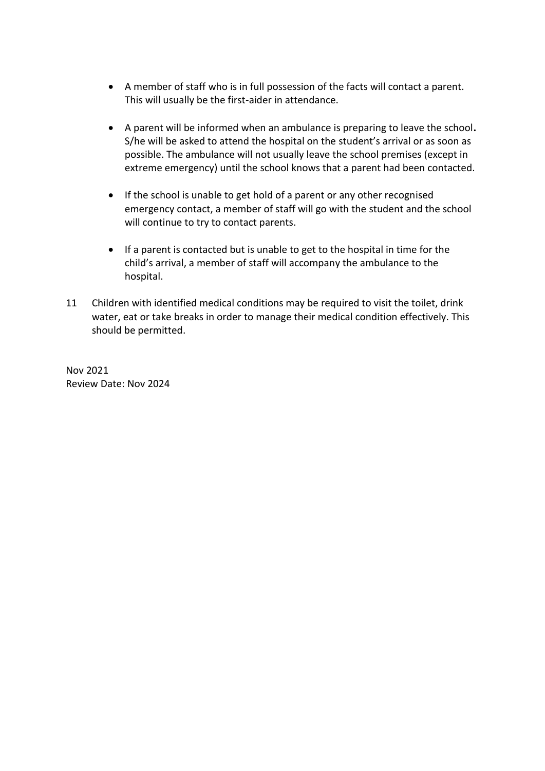- A member of staff who is in full possession of the facts will contact a parent. This will usually be the first-aider in attendance.

- A parent will be informed when an ambulance is preparing to leave the school**.** S/he will be asked to attend the hospital on the student's arrival or as soon as possible. The ambulance will not usually leave the school premises (except in extreme emergency) until the school knows that a parent had been contacted.

- If the school is unable to get hold of a parent or any other recognised emergency contact, a member of staff will go with the student and the school will continue to try to contact parents.

- If a parent is contacted but is unable to get to the hospital in time for the child's arrival, a member of staff will accompany the ambulance to the hospital.

11 Children with identified medical conditions may be required to visit the toilet, drink water, eat or take breaks in order to manage their medical condition effectively. This should be permitted.

Nov 2021
Review Date: Nov 2024